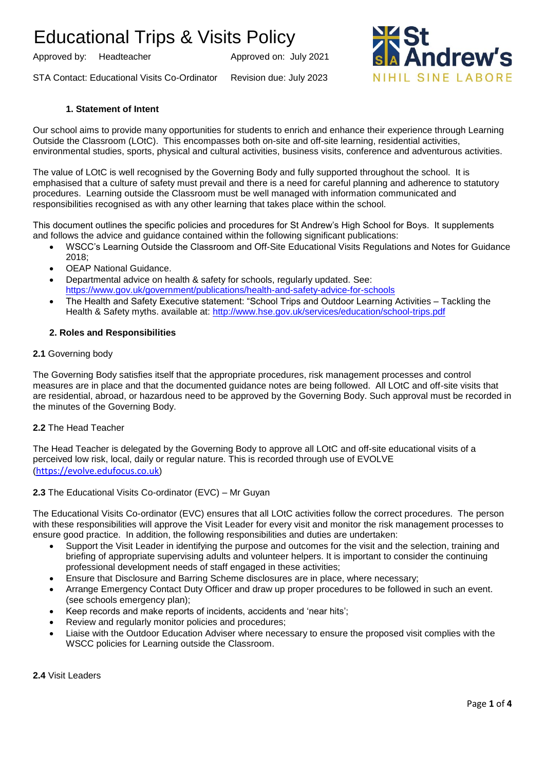# Educational Trips & Visits Policy

Approved by: Headteacher — Approved on: July 2021

STA Contact: Educational Visits Co-Ordinator — Revision due: July 2023

St Andrew's — NIHIL SINE LABORE

### 1. Statement of Intent

Our school aims to provide many opportunities for students to enrich and enhance their experience through Learning Outside the Classroom (LOtC). This encompasses both on-site and off-site learning, residential activities, environmental studies, sports, physical and cultural activities, business visits, conference and adventurous activities.

The value of LOtC is well recognised by the Governing Body and fully supported throughout the school. It is emphasised that a culture of safety must prevail and there is a need for careful planning and adherence to statutory procedures. Learning outside the Classroom must be well managed with information communicated and responsibilities recognised as with any other learning that takes place within the school.

This document outlines the specific policies and procedures for St Andrew's High School for Boys. It supplements and follows the advice and guidance contained within the following significant publications:

- WSCC's Learning Outside the Classroom and Off-Site Educational Visits Regulations and Notes for Guidance 2018;
- OEAP National Guidance.
- Departmental advice on health & safety for schools, regularly updated. See: https://www.gov.uk/government/publications/health-and-safety-advice-for-schools
- The Health and Safety Executive statement: "School Trips and Outdoor Learning Activities – Tackling the Health & Safety myths. available at: http://www.hse.gov.uk/services/education/school-trips.pdf

### 2. Roles and Responsibilities

**2.1** Governing body

The Governing Body satisfies itself that the appropriate procedures, risk management processes and control measures are in place and that the documented guidance notes are being followed. All LOtC and off-site visits that are residential, abroad, or hazardous need to be approved by the Governing Body. Such approval must be recorded in the minutes of the Governing Body.

**2.2** The Head Teacher

The Head Teacher is delegated by the Governing Body to approve all LOtC and off-site educational visits of a perceived low risk, local, daily or regular nature. This is recorded through use of EVOLVE (https://evolve.edufocus.co.uk)

**2.3** The Educational Visits Co-ordinator (EVC) – Mr Guyan

The Educational Visits Co-ordinator (EVC) ensures that all LOtC activities follow the correct procedures. The person with these responsibilities will approve the Visit Leader for every visit and monitor the risk management processes to ensure good practice. In addition, the following responsibilities and duties are undertaken:

- Support the Visit Leader in identifying the purpose and outcomes for the visit and the selection, training and briefing of appropriate supervising adults and volunteer helpers. It is important to consider the continuing professional development needs of staff engaged in these activities;
- Ensure that Disclosure and Barring Scheme disclosures are in place, where necessary;
- Arrange Emergency Contact Duty Officer and draw up proper procedures to be followed in such an event. (see schools emergency plan);
- Keep records and make reports of incidents, accidents and 'near hits';
- Review and regularly monitor policies and procedures;
- Liaise with the Outdoor Education Adviser where necessary to ensure the proposed visit complies with the WSCC policies for Learning outside the Classroom.

**2.4** Visit Leaders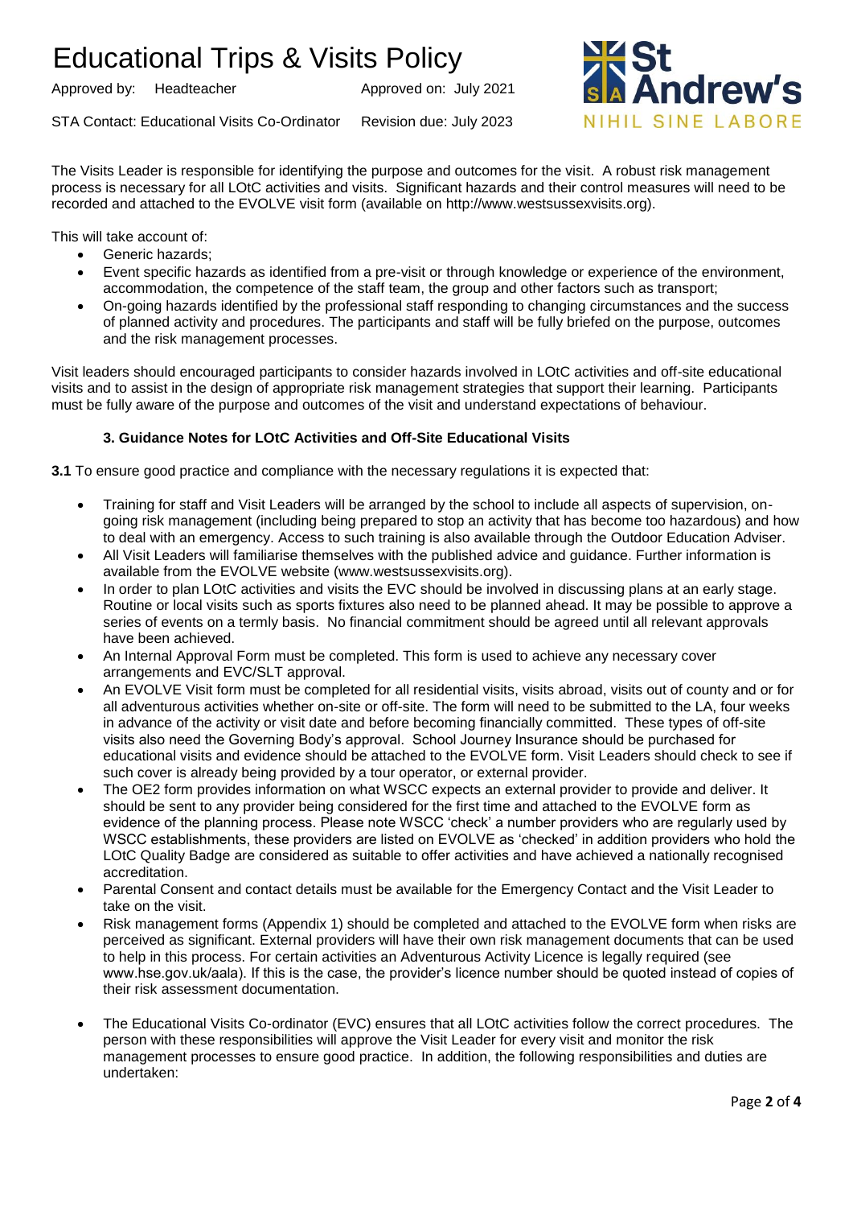The Visits Leader is responsible for identifying the purpose and outcomes for the visit. A robust risk management process is necessary for all LOtC activities and visits. Significant hazards and their control measures will need to be recorded and attached to the EVOLVE visit form (available on http://www.westsussexvisits.org).

This will take account of:

- Generic hazards;
- Event specific hazards as identified from a pre-visit or through knowledge or experience of the environment, accommodation, the competence of the staff team, the group and other factors such as transport;
- On-going hazards identified by the professional staff responding to changing circumstances and the success of planned activity and procedures. The participants and staff will be fully briefed on the purpose, outcomes and the risk management processes.

Visit leaders should encouraged participants to consider hazards involved in LOtC activities and off-site educational visits and to assist in the design of appropriate risk management strategies that support their learning. Participants must be fully aware of the purpose and outcomes of the visit and understand expectations of behaviour.

### 3. Guidance Notes for LOtC Activities and Off-Site Educational Visits

**3.1** To ensure good practice and compliance with the necessary regulations it is expected that:

- Training for staff and Visit Leaders will be arranged by the school to include all aspects of supervision, on-going risk management (including being prepared to stop an activity that has become too hazardous) and how to deal with an emergency. Access to such training is also available through the Outdoor Education Adviser.
- All Visit Leaders will familiarise themselves with the published advice and guidance. Further information is available from the EVOLVE website (www.westsussexvisits.org).
- In order to plan LOtC activities and visits the EVC should be involved in discussing plans at an early stage. Routine or local visits such as sports fixtures also need to be planned ahead. It may be possible to approve a series of events on a termly basis. No financial commitment should be agreed until all relevant approvals have been achieved.
- An Internal Approval Form must be completed. This form is used to achieve any necessary cover arrangements and EVC/SLT approval.
- An EVOLVE Visit form must be completed for all residential visits, visits abroad, visits out of county and or for all adventurous activities whether on-site or off-site. The form will need to be submitted to the LA, four weeks in advance of the activity or visit date and before becoming financially committed. These types of off-site visits also need the Governing Body's approval. School Journey Insurance should be purchased for educational visits and evidence should be attached to the EVOLVE form. Visit Leaders should check to see if such cover is already being provided by a tour operator, or external provider.
- The OE2 form provides information on what WSCC expects an external provider to provide and deliver. It should be sent to any provider being considered for the first time and attached to the EVOLVE form as evidence of the planning process. Please note WSCC 'check' a number providers who are regularly used by WSCC establishments, these providers are listed on EVOLVE as 'checked' in addition providers who hold the LOtC Quality Badge are considered as suitable to offer activities and have achieved a nationally recognised accreditation.
- Parental Consent and contact details must be available for the Emergency Contact and the Visit Leader to take on the visit.
- Risk management forms (Appendix 1) should be completed and attached to the EVOLVE form when risks are perceived as significant. External providers will have their own risk management documents that can be used to help in this process. For certain activities an Adventurous Activity Licence is legally required (see www.hse.gov.uk/aala). If this is the case, the provider's licence number should be quoted instead of copies of their risk assessment documentation.
- The Educational Visits Co-ordinator (EVC) ensures that all LOtC activities follow the correct procedures. The person with these responsibilities will approve the Visit Leader for every visit and monitor the risk management processes to ensure good practice. In addition, the following responsibilities and duties are undertaken: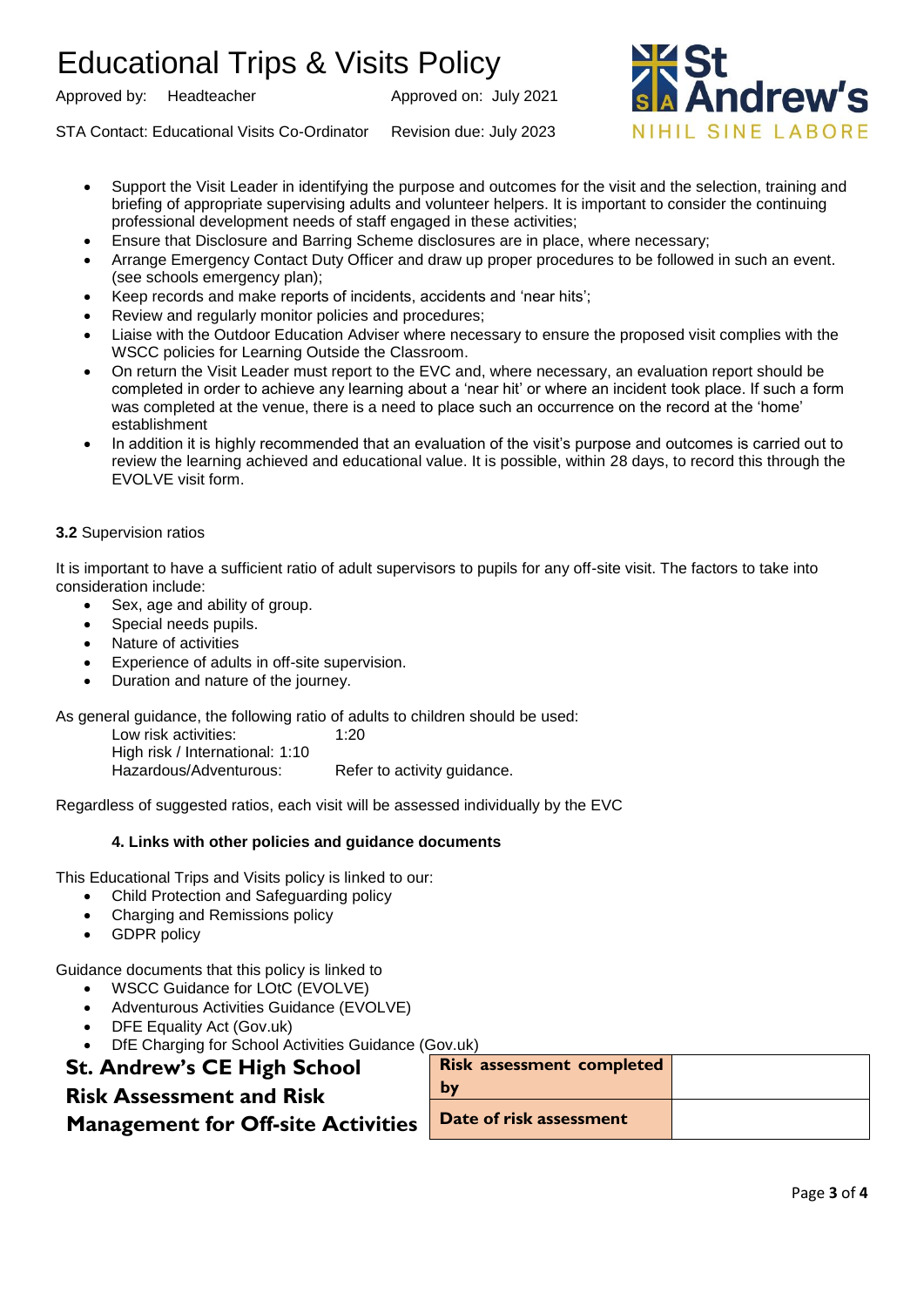- Support the Visit Leader in identifying the purpose and outcomes for the visit and the selection, training and briefing of appropriate supervising adults and volunteer helpers. It is important to consider the continuing professional development needs of staff engaged in these activities;
- Ensure that Disclosure and Barring Scheme disclosures are in place, where necessary;
- Arrange Emergency Contact Duty Officer and draw up proper procedures to be followed in such an event. (see schools emergency plan);
- Keep records and make reports of incidents, accidents and 'near hits';
- Review and regularly monitor policies and procedures;
- Liaise with the Outdoor Education Adviser where necessary to ensure the proposed visit complies with the WSCC policies for Learning Outside the Classroom.
- On return the Visit Leader must report to the EVC and, where necessary, an evaluation report should be completed in order to achieve any learning about a 'near hit' or where an incident took place. If such a form was completed at the venue, there is a need to place such an occurrence on the record at the 'home' establishment
- In addition it is highly recommended that an evaluation of the visit's purpose and outcomes is carried out to review the learning achieved and educational value. It is possible, within 28 days, to record this through the EVOLVE visit form.

**3.2** Supervision ratios

It is important to have a sufficient ratio of adult supervisors to pupils for any off-site visit. The factors to take into consideration include:

- Sex, age and ability of group.
- Special needs pupils.
- Nature of activities
- Experience of adults in off-site supervision.
- Duration and nature of the journey.

As general guidance, the following ratio of adults to children should be used:

Low risk activities: 1:20
High risk / International: 1:10
Hazardous/Adventurous: Refer to activity guidance.

Regardless of suggested ratios, each visit will be assessed individually by the EVC

## 4. Links with other policies and guidance documents

This Educational Trips and Visits policy is linked to our:

- Child Protection and Safeguarding policy
- Charging and Remissions policy
- GDPR policy

Guidance documents that this policy is linked to

- WSCC Guidance for LOtC (EVOLVE)
- Adventurous Activities Guidance (EVOLVE)
- DFE Equality Act (Gov.uk)
- DfE Charging for School Activities Guidance (Gov.uk)

## St. Andrew's CE High School Risk Assessment and Risk Management for Off-site Activities

| Risk assessment completed by | |
|---|---|
| Date of risk assessment | |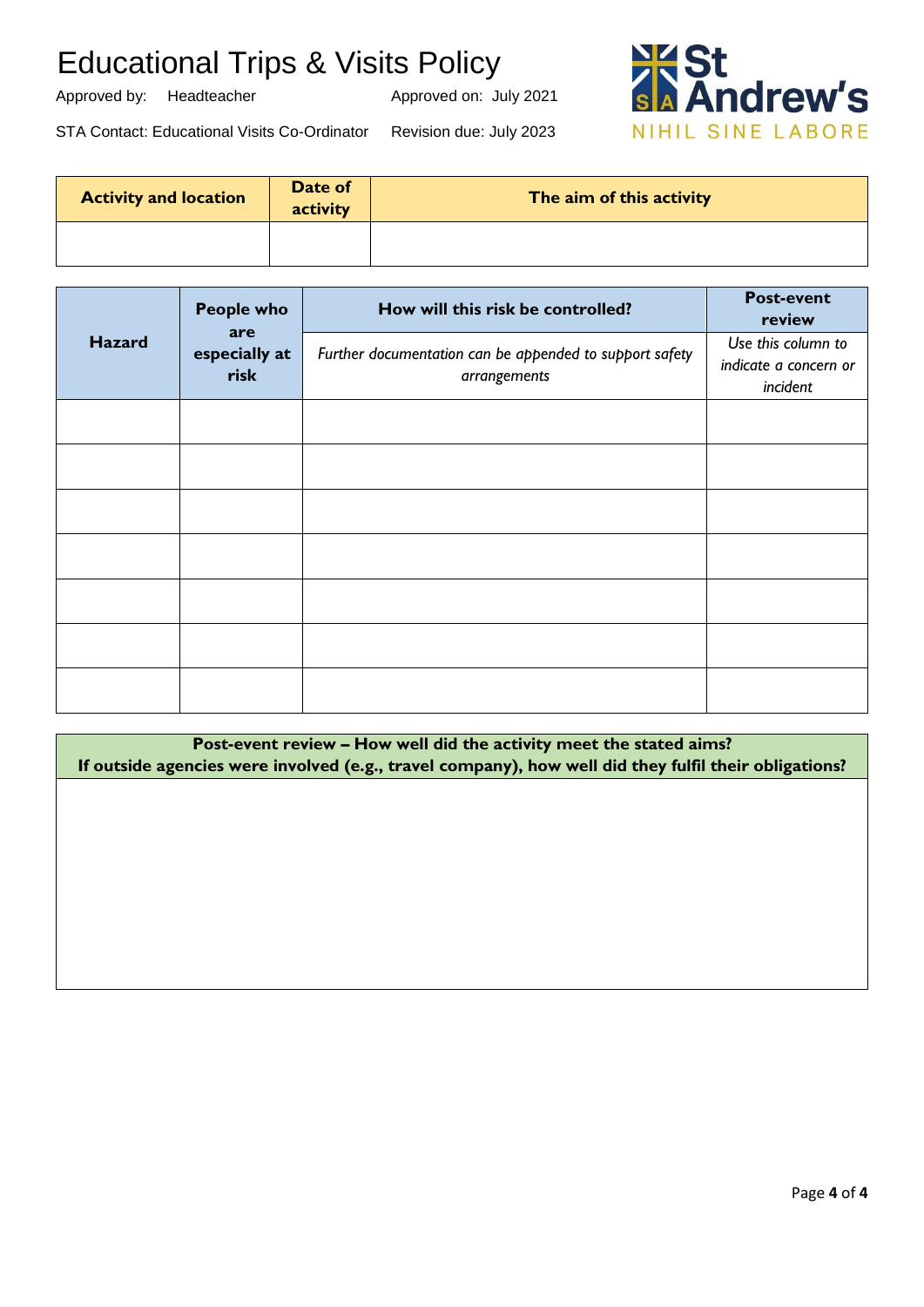# Educational Trips & Visits Policy

Approved by: Headteacher | Approved on: July 2021

STA Contact: Educational Visits Co-Ordinator | Revision due: July 2023

St Andrew's
NIHIL SINE LABORE

| Activity and location | Date of activity | The aim of this activity |
|---|---|---|
| | | |

| Hazard | People who are especially at risk | How will this risk be controlled? | Post-event review |
|---|---|---|---|
| | | *Further documentation can be appended to support safety arrangements* | *Use this column to indicate a concern or incident* |
| | | | |
| | | | |
| | | | |
| | | | |
| | | | |
| | | | |
| | | | |

| **Post-event review – How well did the activity meet the stated aims?** **If outside agencies were involved (e.g., travel company), how well did they fulfil their obligations?** |
|---|
| |